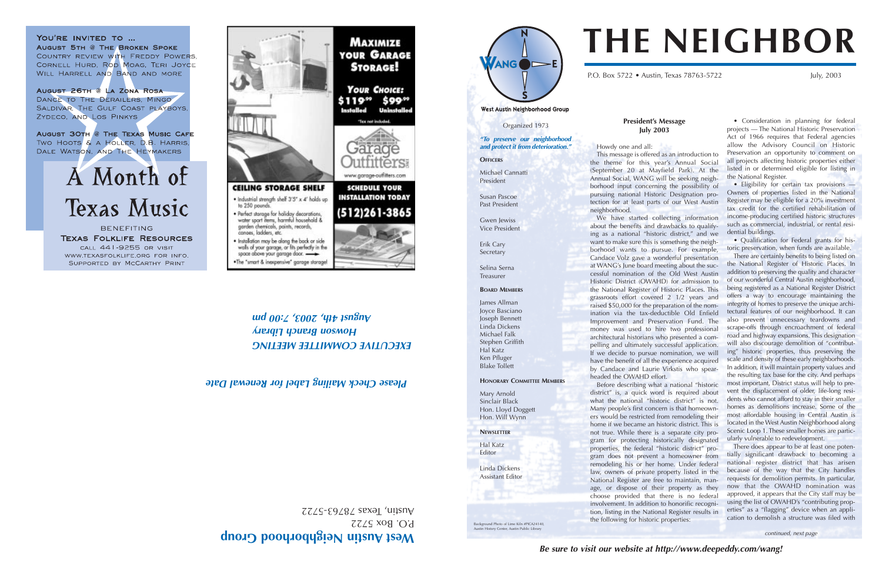You're invited to ...

August 5th @ The Broken Spoke
Country Review with Freddy Powers, Cornell Hurd, Rod Moag, Teri Joyce, Will Harrell and Band and more

August 26th @ La Zona Rosa
Dance to the Derailers, Mingo Saldivar, The Gulf Coast Playboys, Zydeco, and Los Pinkys

August 30th @ The Texas Music Cafe
Two Hoots & a Holler, D.B. Harris, Dale Watson, and The Heymakers

# A Month of Texas Music

Benefiting
Texas Folklife Resources
call 441-9255 or visit www.texasfolklife.org for info.
Supported by McCarthy Print

**Maximize Your Garage Storage!**

*Your Choice:* $119.99 Installed / $99.99 Uninstalled
*Tax not included.

Garage Outfitters
www.garage-outfitters.com

**Ceiling Storage Shelf**
- Industrial strength shelf 3'5" x 4' holds up to 250 pounds.
- Perfect storage for holiday decorations, water sport items, harmful household & garden chemicals, paints, records, canoes, ladders, etc.
- Installation may be along the back or side walls of your garage, or fits perfectly in the space above your garage door.
- The "smart & inexpensive" garage storage!

**Schedule your installation today**
**(512)261-3865**

***EXECUTIVE COMMITTEE MEETING***
***Howson Branch Library***
***August 4th, 2003, 7:00 pm***

***Please Check Mailing Label for Renewal Date***

**West Austin Neighborhood Group**
P.O. Box 5722
Austin, Texas 78763-5722

# THE NEIGHBOR

P.O. Box 5722 • Austin, Texas 78763-5722 — July, 2003

**West Austin Neighborhood Group**

Organized 1973

***"To preserve our neighborhood and protect it from deterioration."***

**Officers**

Michael Cannatti
President

Susan Pascoe
Past President

Gwen Jewiss
Vice President

Erik Cary
Secretary

Selina Serna
Treasurer

**Board Members**

James Allman
Joyce Basciano
Joseph Bennett
Linda Dickens
Michael Falk
Stephen Griffith
Hal Katz
Ken Pfluger
Blake Tollett

**Honorary Committee Members**

Mary Arnold
Sinclair Black
Hon. Lloyd Doggett
Hon. Will Wynn

**Newsletter**

Hal Katz
Editor

Linda Dickens
Assistant Editor

Background Photo of Lime Kiln #PICA24140, Austin History Center, Austin Public Library

## President's Message
## July 2003

Howdy one and all:

This message is offered as an introduction to the theme for this year's Annual Social (September 20 at Mayfield Park). At the Annual Social, WANG will be seeking neighborhood input concerning the possibility of pursuing national Historic Designation protection for at least parts of our West Austin neighborhood.

We have started collecting information about the benefits and drawbacks to qualifying as a national "historic district," and we want to make sure this is something the neighborhood wants to pursue. For example, Candace Volz gave a wonderful presentation at WANG's June board meeting about the successful nomination of the Old West Austin Historic District (OWAHD) for admission to the National Register of Historic Places. This grassroots effort covered 2 1/2 years and raised $50,000 for the preparation of the nomination via the tax-deductible Old Enfield Improvement and Preservation Fund. The money was used to hire two professional architectural historians who presented a compelling and ultimately successful application. If we decide to pursue nomination, we will have the benefit of all the experience acquired by Candace and Laurie Virkstis who spearheaded the OWAHD effort.

Before describing what a national "historic district" is, a quick word is required about what the national "historic district" is not. Many people's first concern is that homeowners would be restricted from remodeling their home if we became an historic district. This is not true. While there is a separate city program for protecting historically designated properties, the federal "historic district" program does not prevent a homeowner from remodeling his or her home. Under federal law, owners of private property listed in the National Register are free to maintain, manage, or dispose of their property as they choose provided that there is no federal involvement. In addition to honorific recognition, listing in the National Register results in the following for historic properties:

- Consideration in planning for federal projects — The National Historic Preservation Act of 1966 requires that Federal agencies allow the Advisory Council on Historic Preservation an opportunity to comment on all projects affecting historic properties either listed in or determined eligible for listing in the National Register.
- Eligibility for certain tax provisions — Owners of properties listed in the National Register may be eligible for a 20% investment tax credit for the certified rehabilitation of income-producing certified historic structures such as commercial, industrial, or rental residential buildings.
- Qualification for Federal grants for historic preservation, when funds are available.

There are certainly benefits to being listed on the National Register of Historic Places. In addition to preserving the quality and character of our wonderful Central Austin neighborhood, being registered as a National Register District offers a way to encourage maintaining the integrity of homes to preserve the unique architectural features of our neighborhood. It can also prevent unnecessary teardowns and scrape-offs through encroachment of federal road and highway expansions. This designation will also discourage demolition of "contributing" historic properties, thus preserving the scale and density of these early neighborhoods. In addition, it will maintain property values and the resulting tax base for the city. And perhaps most important, District status will help to prevent the displacement of older, life-long residents who cannot afford to stay in their smaller homes as demolitions increase. Some of the most affordable housing in Central Austin is located in the West Austin Neighborhood along Scenic Loop 1. These smaller homes are particularly vulnerable to redevelopment.

There does appear to be at least one potentially significant drawback to becoming a national register district that has arisen because of the way that the City handles requests for demolition permits. In particular, now that the OWAHD nomination was approved, it appears that the City staff may be using the list of OWAHD's "contributing properties" as a "flagging" device when an application to demolish a structure was filed with

*continued, next page*

***Be sure to visit our website at http://www.deepeddy.com/wang!***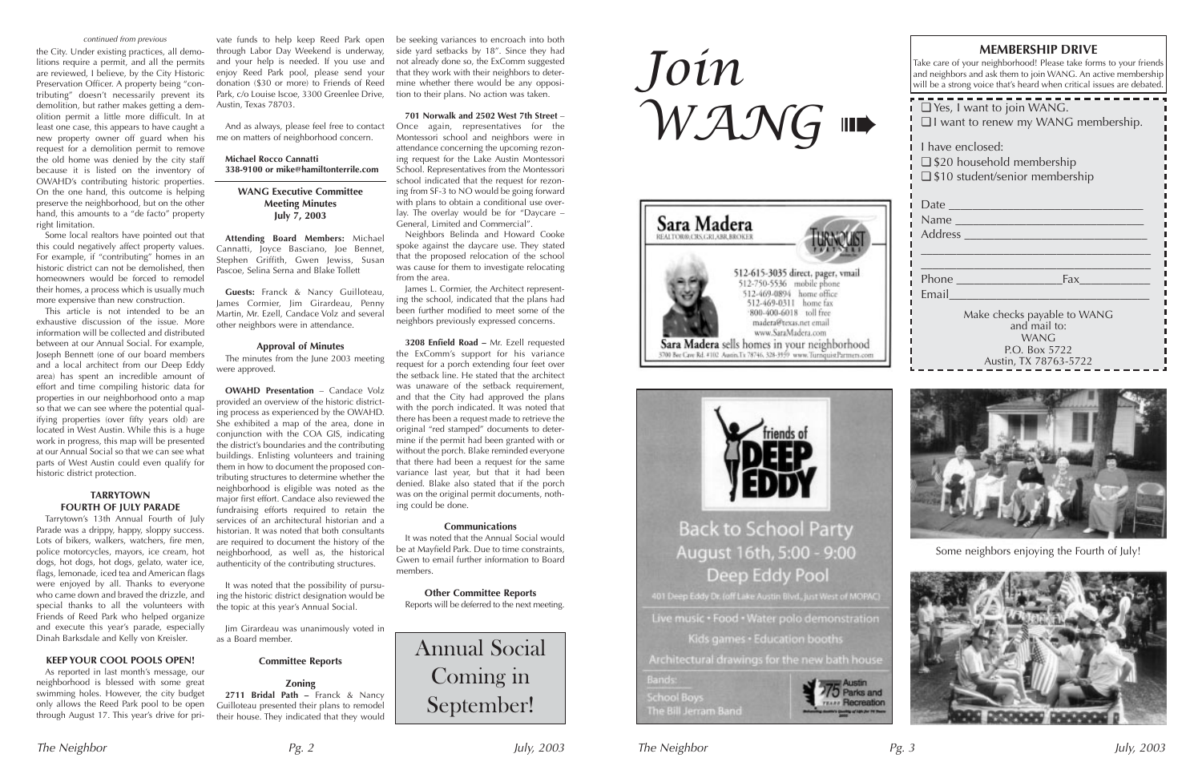*continued from previous*

the City. Under existing practices, all demolitions require a permit, and all the permits are reviewed, I believe, by the City Historic Preservation Officer. A property being "contributing" doesn't necessarily prevent its demolition, but rather makes getting a demolition permit a little more difficult. In at least one case, this appears to have caught a new property owner off guard when his request for a demolition permit to remove the old home was denied by the city staff because it is listed on the inventory of OWAHD's contributing historic properties. On the one hand, this outcome is helping preserve the neighborhood, but on the other hand, this amounts to a "de facto" property right limitation.

Some local realtors have pointed out that this could negatively affect property values. For example, if "contributing" homes in an historic district can not be demolished, then homeowners would be forced to remodel their homes, a process which is usually much more expensive than new construction.

This article is not intended to be an exhaustive discussion of the issue. More information will be collected and distributed between at our Annual Social. For example, Joseph Bennett (one of our board members and a local architect from our Deep Eddy area) has spent an incredible amount of effort and time compiling historic data for properties in our neighborhood onto a map so that we can see where the potential qualifying properties (over fifty years old) are located in West Austin. While this is a huge work in progress, this map will be presented at our Annual Social so that we can see what parts of West Austin could even qualify for historic district protection.

### TARRYTOWN FOURTH OF JULY PARADE

Tarrytown's 13th Annual Fourth of July Parade was a drippy, happy, sloppy success. Lots of bikers, walkers, watchers, fire men, police motorcycles, mayors, ice cream, hot dogs, hot dogs, hot dogs, gelato, water ice, flags, lemonade, iced tea and American flags were enjoyed by all. Thanks to everyone who came down and braved the drizzle, and special thanks to all the volunteers with Friends of Reed Park who helped organize and execute this year's parade, especially Dinah Barksdale and Kelly von Kreisler.

### KEEP YOUR COOL POOLS OPEN!

As reported in last month's message, our neighborhood is blessed with some great swimming holes. However, the city budget only allows the Reed Park pool to be open through August 17. This year's drive for private funds to help keep Reed Park open through Labor Day Weekend is underway, and your help is needed. If you use and enjoy Reed Park pool, please send your donation ($30 or more) to Friends of Reed Park, c/o Louise Iscoe, 3300 Greenlee Drive, Austin, Texas 78703.

And as always, please feel free to contact me on matters of neighborhood concern.

**Michael Rocco Cannatti**
**338-9100 or mike@hamiltonterrile.com**

### WANG Executive Committee Meeting Minutes July 7, 2003

**Attending Board Members:** Michael Cannatti, Joyce Basciano, Joe Bennet, Stephen Griffith, Gwen Jewiss, Susan Pascoe, Selina Serna and Blake Tollett

**Guests:** Franck & Nancy Guilloteau, James Cormier, Jim Girardeau, Penny Martin, Mr. Ezell, Candace Volz and several other neighbors were in attendance.

#### Approval of Minutes

The minutes from the June 2003 meeting were approved.

**OWAHD Presentation** – Candace Volz provided an overview of the historic districting process as experienced by the OWAHD. She exhibited a map of the area, done in conjunction with the COA GIS, indicating the district's boundaries and the contributing buildings. Enlisting volunteers and training them in how to document the proposed contributing structures to determine whether the neighborhood is eligible was noted as the major first effort. Candace also reviewed the fundraising efforts required to retain the services of an architectural historian and a historian. It was noted that both consultants are required to document the history of the neighborhood, as well as, the historical authenticity of the contributing structures.

It was noted that the possibility of pursuing the historic district designation would be the topic at this year's Annual Social.

Jim Girardeau was unanimously voted in as a Board member.

#### Committee Reports

#### Zoning

**2711 Bridal Path –** Franck & Nancy Guilloteau presented their plans to remodel their house. They indicated that they would be seeking variances to encroach into both side yard setbacks by 18". Since they had not already done so, the ExComm suggested that they work with their neighbors to determine whether there would be any opposition to their plans. No action was taken.

**701 Norwalk and 2502 West 7th Street** – Once again, representatives for the Montessori school and neighbors were in attendance concerning the upcoming rezoning request for the Lake Austin Montessori School. Representatives from the Montessori school indicated that the request for rezoning from SF-3 to NO would be going forward with plans to obtain a conditional use overlay. The overlay would be for "Daycare – General, Limited and Commercial".

Neighbors Belinda and Howard Cooke spoke against the daycare use. They stated that the proposed relocation of the school was cause for them to investigate relocating from the area.

James L. Cormier, the Architect representing the school, indicated that the plans had been further modified to meet some of the neighbors previously expressed concerns.

**3208 Enfield Road –** Mr. Ezell requested the ExComm's support for his variance request for a porch extending four feet over the setback line. He stated that the architect was unaware of the setback requirement, and that the City had approved the plans with the porch indicated. It was noted that there has been a request made to retrieve the original "red stamped" documents to determine if the permit had been granted with or without the porch. Blake reminded everyone that there had been a request for the same variance last year, but that it had been denied. Blake also stated that if the porch was on the original permit documents, nothing could be done.

#### Communications

It was noted that the Annual Social would be at Mayfield Park. Due to time constraints, Gwen to email further information to Board members.

#### Other Committee Reports

Reports will be deferred to the next meeting.

Annual Social Coming in September!

# Join WANG

Sara Madera
REALTOR®,CRS,GRI,ABR,BROKER
TURNQUIST PARTNERS
512-615-3035 direct, pager, vmail
512-750-5536 mobile phone
512-469-0894 home office
512-469-0311 home fax
800-400-6018 toll free
madera@texas.net email
www.SaraMadera.com
Sara Madera sells homes in your neighborhood
3700 Bee Cave Rd. #102 Austin,Tx 78746, 328-3939 www.TurnquistPartners.com

friends of DEEP EDDY
Back to School Party
August 16th, 5:00 - 9:00
Deep Eddy Pool
401 Deep Eddy Dr. (off Lake Austin Blvd., just West of MOPAC)
Live music • Food • Water polo demonstration
Kids games • Education booths
Architectural drawings for the new bath house
Bands:
School Boys
The Bill Jerram Band
Austin Parks and Recreation

## MEMBERSHIP DRIVE

Take care of your neighborhood! Please take forms to your friends and neighbors and ask them to join WANG. An active membership will be a strong voice that's heard when critical issues are debated.

- ❑ Yes, I want to join WANG.
- ❑ I want to renew my WANG membership.

I have enclosed:

- ❑ $20 household membership
- ❑ $10 student/senior membership

Date ____________________
Name ____________________
Address ____________________
____________________
____________________
Phone ____________ Fax ____________
Email ____________________

Make checks payable to WANG
and mail to:
WANG
P.O. Box 5722
Austin, TX 78763-5722

Some neighbors enjoying the Fourth of July!